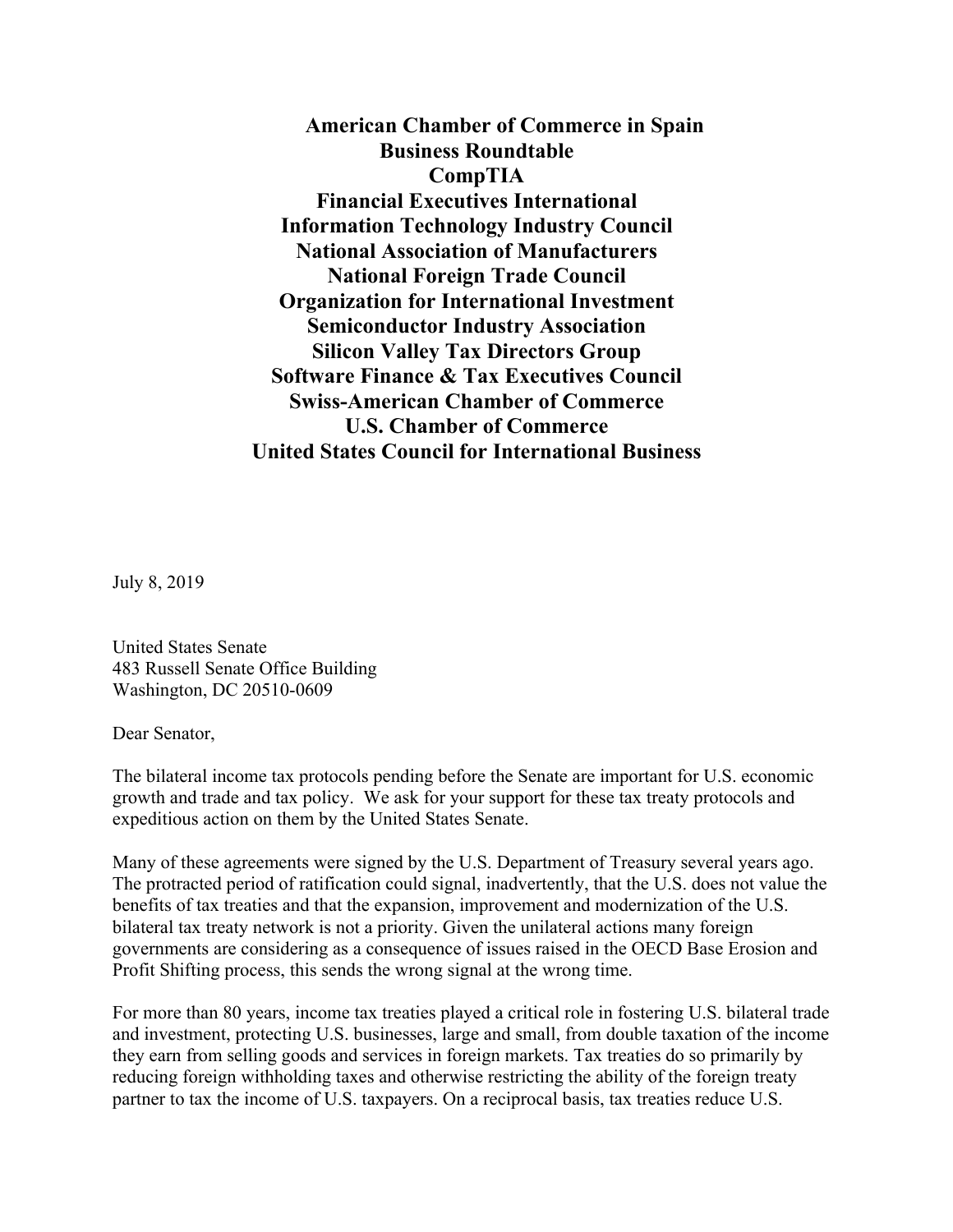**American Chamber of Commerce in Spain**
**Business Roundtable**
**CompTIA**
**Financial Executives International**
**Information Technology Industry Council**
**National Association of Manufacturers**
**National Foreign Trade Council**
**Organization for International Investment**
**Semiconductor Industry Association**
**Silicon Valley Tax Directors Group**
**Software Finance & Tax Executives Council**
**Swiss-American Chamber of Commerce**
**U.S. Chamber of Commerce**
**United States Council for International Business**

July 8, 2019

United States Senate
483 Russell Senate Office Building
Washington, DC 20510-0609

Dear Senator,

The bilateral income tax protocols pending before the Senate are important for U.S. economic growth and trade and tax policy. We ask for your support for these tax treaty protocols and expeditious action on them by the United States Senate.

Many of these agreements were signed by the U.S. Department of Treasury several years ago. The protracted period of ratification could signal, inadvertently, that the U.S. does not value the benefits of tax treaties and that the expansion, improvement and modernization of the U.S. bilateral tax treaty network is not a priority. Given the unilateral actions many foreign governments are considering as a consequence of issues raised in the OECD Base Erosion and Profit Shifting process, this sends the wrong signal at the wrong time.

For more than 80 years, income tax treaties played a critical role in fostering U.S. bilateral trade and investment, protecting U.S. businesses, large and small, from double taxation of the income they earn from selling goods and services in foreign markets. Tax treaties do so primarily by reducing foreign withholding taxes and otherwise restricting the ability of the foreign treaty partner to tax the income of U.S. taxpayers. On a reciprocal basis, tax treaties reduce U.S.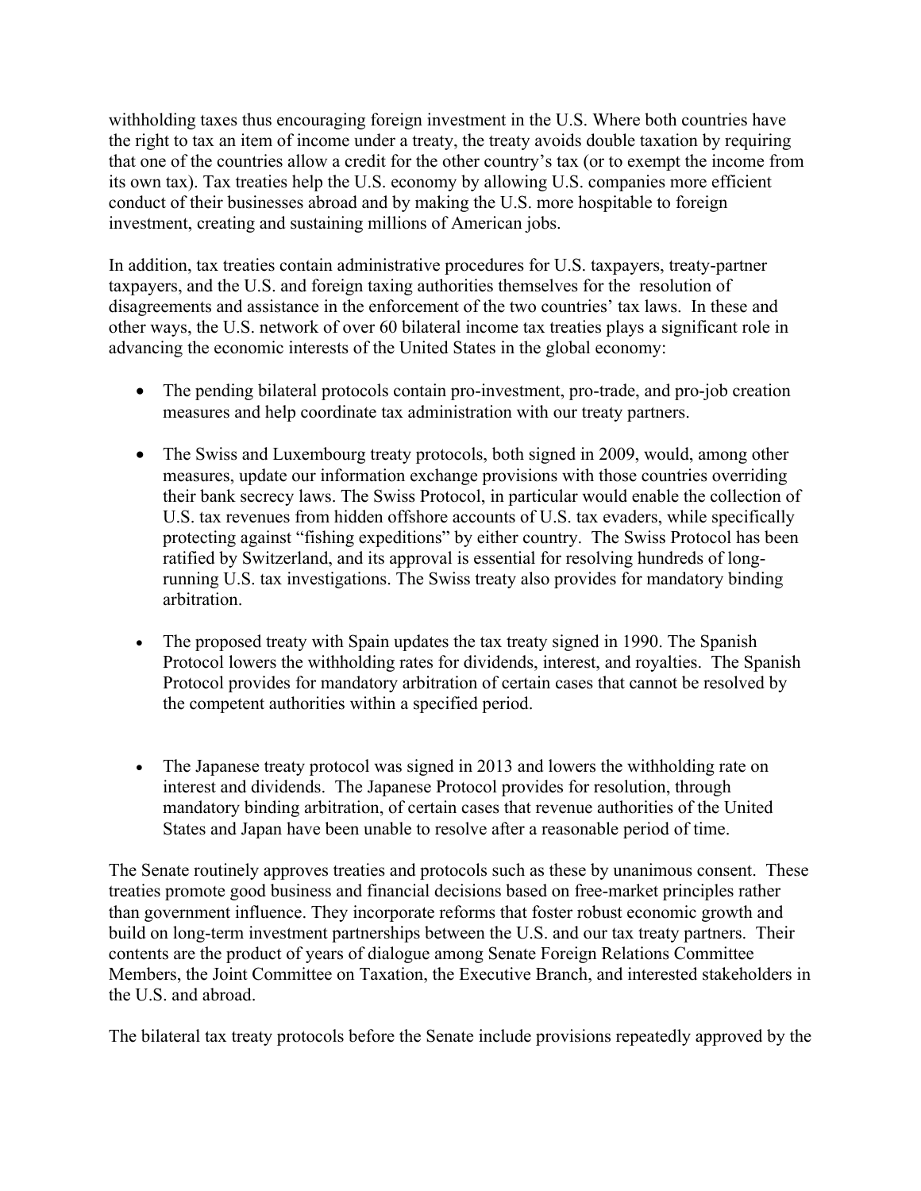withholding taxes thus encouraging foreign investment in the U.S. Where both countries have the right to tax an item of income under a treaty, the treaty avoids double taxation by requiring that one of the countries allow a credit for the other country's tax (or to exempt the income from its own tax). Tax treaties help the U.S. economy by allowing U.S. companies more efficient conduct of their businesses abroad and by making the U.S. more hospitable to foreign investment, creating and sustaining millions of American jobs.

In addition, tax treaties contain administrative procedures for U.S. taxpayers, treaty-partner taxpayers, and the U.S. and foreign taxing authorities themselves for the resolution of disagreements and assistance in the enforcement of the two countries' tax laws. In these and other ways, the U.S. network of over 60 bilateral income tax treaties plays a significant role in advancing the economic interests of the United States in the global economy:

- The pending bilateral protocols contain pro-investment, pro-trade, and pro-job creation measures and help coordinate tax administration with our treaty partners.

- The Swiss and Luxembourg treaty protocols, both signed in 2009, would, among other measures, update our information exchange provisions with those countries overriding their bank secrecy laws. The Swiss Protocol, in particular would enable the collection of U.S. tax revenues from hidden offshore accounts of U.S. tax evaders, while specifically protecting against "fishing expeditions" by either country. The Swiss Protocol has been ratified by Switzerland, and its approval is essential for resolving hundreds of long-running U.S. tax investigations. The Swiss treaty also provides for mandatory binding arbitration.

- The proposed treaty with Spain updates the tax treaty signed in 1990. The Spanish Protocol lowers the withholding rates for dividends, interest, and royalties. The Spanish Protocol provides for mandatory arbitration of certain cases that cannot be resolved by the competent authorities within a specified period.

- The Japanese treaty protocol was signed in 2013 and lowers the withholding rate on interest and dividends. The Japanese Protocol provides for resolution, through mandatory binding arbitration, of certain cases that revenue authorities of the United States and Japan have been unable to resolve after a reasonable period of time.

The Senate routinely approves treaties and protocols such as these by unanimous consent. These treaties promote good business and financial decisions based on free-market principles rather than government influence. They incorporate reforms that foster robust economic growth and build on long-term investment partnerships between the U.S. and our tax treaty partners. Their contents are the product of years of dialogue among Senate Foreign Relations Committee Members, the Joint Committee on Taxation, the Executive Branch, and interested stakeholders in the U.S. and abroad.

The bilateral tax treaty protocols before the Senate include provisions repeatedly approved by the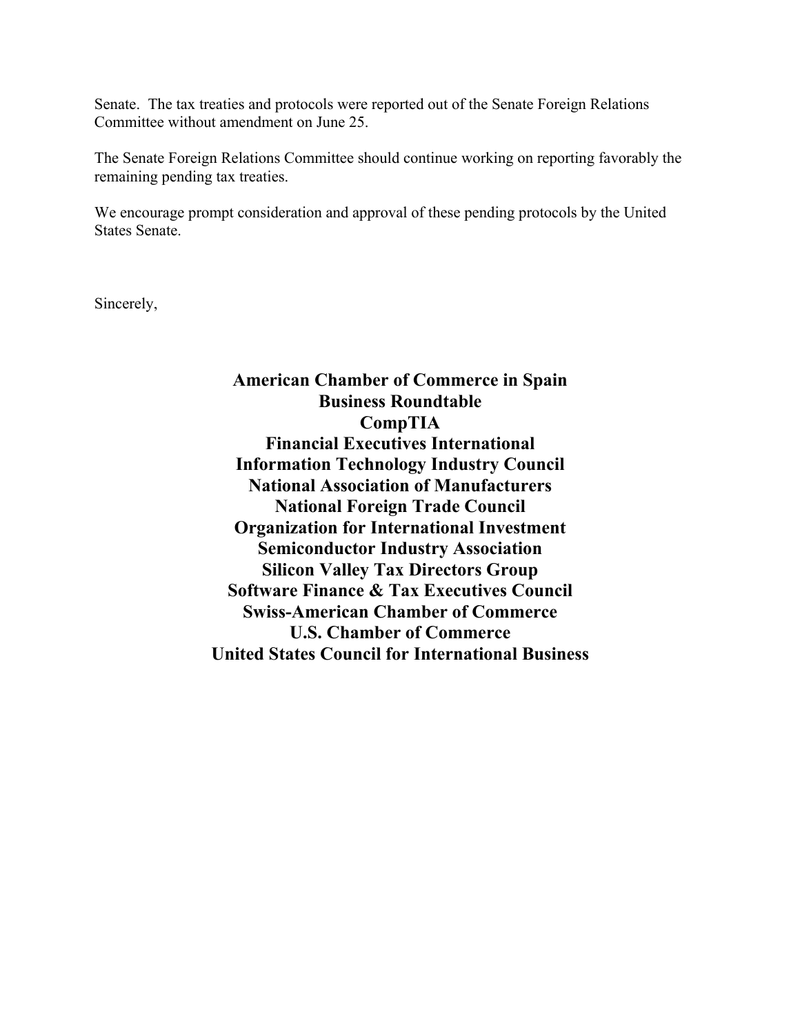Senate. The tax treaties and protocols were reported out of the Senate Foreign Relations Committee without amendment on June 25.

The Senate Foreign Relations Committee should continue working on reporting favorably the remaining pending tax treaties.

We encourage prompt consideration and approval of these pending protocols by the United States Senate.

Sincerely,

**American Chamber of Commerce in Spain**
**Business Roundtable**
**CompTIA**
**Financial Executives International**
**Information Technology Industry Council**
**National Association of Manufacturers**
**National Foreign Trade Council**
**Organization for International Investment**
**Semiconductor Industry Association**
**Silicon Valley Tax Directors Group**
**Software Finance & Tax Executives Council**
**Swiss-American Chamber of Commerce**
**U.S. Chamber of Commerce**
**United States Council for International Business**